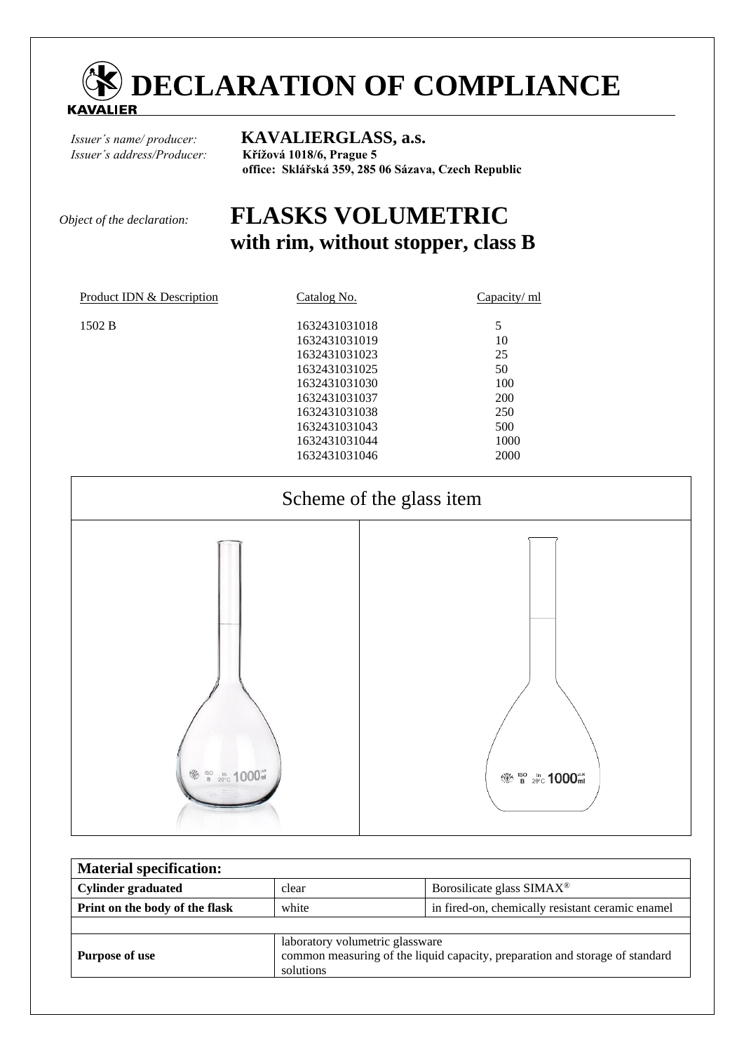# DECLARATION OF COMPLIANCE

KAVALIER

*Issuer´s name/ producer:* **KAVALIERGLASS, a.s.**
*Issuer´s address/Producer:* **Křížová 1018/6, Prague 5**
**office: Sklářská 359, 285 06 Sázava, Czech Republic**

*Object of the declaration:* **FLASKS VOLUMETRIC**
**with rim, without stopper, class B**

| Product IDN & Description | Catalog No. | Capacity/ ml |
|---|---|---|
| 1502 B | 1632431031018 | 5 |
| | 1632431031019 | 10 |
| | 1632431031023 | 25 |
| | 1632431031025 | 50 |
| | 1632431031030 | 100 |
| | 1632431031037 | 200 |
| | 1632431031038 | 250 |
| | 1632431031043 | 500 |
| | 1632431031044 | 1000 |
| | 1632431031046 | 2000 |

Scheme of the glass item

| Material specification: | | |
|---|---|---|
| **Cylinder graduated** | clear | Borosilicate glass SIMAX® |
| **Print on the body of the flask** | white | in fired-on, chemically resistant ceramic enamel |
| | | |
| **Purpose of use** | laboratory volumetric glassware<br>common measuring of the liquid capacity, preparation and storage of standard solutions | |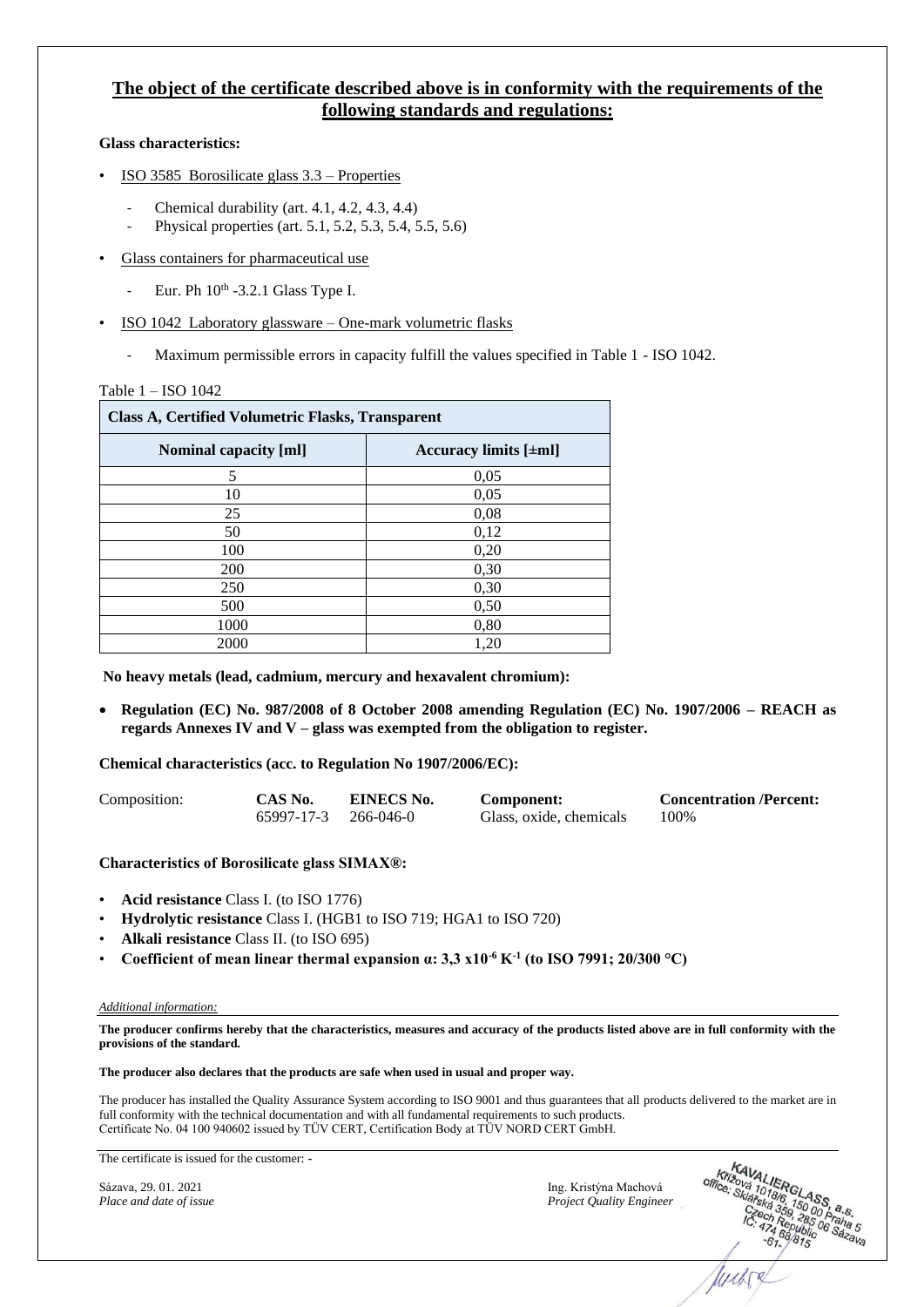## The object of the certificate described above is in conformity with the requirements of the following standards and regulations:

**Glass characteristics:**

- ISO 3585 Borosilicate glass 3.3 – Properties
  - Chemical durability (art. 4.1, 4.2, 4.3, 4.4)
  - Physical properties (art. 5.1, 5.2, 5.3, 5.4, 5.5, 5.6)
- Glass containers for pharmaceutical use
  - Eur. Ph 10th -3.2.1 Glass Type I.
- ISO 1042 Laboratory glassware – One-mark volumetric flasks
  - Maximum permissible errors in capacity fulfill the values specified in Table 1 - ISO 1042.

Table 1 – ISO 1042

| **Class A, Certified Volumetric Flasks, Transparent** | |
|---|---|
| **Nominal capacity [ml]** | **Accuracy limits [±ml]** |
| 5 | 0,05 |
| 10 | 0,05 |
| 25 | 0,08 |
| 50 | 0,12 |
| 100 | 0,20 |
| 200 | 0,30 |
| 250 | 0,30 |
| 500 | 0,50 |
| 1000 | 0,80 |
| 2000 | 1,20 |

**No heavy metals (lead, cadmium, mercury and hexavalent chromium):**

- **Regulation (EC) No. 987/2008 of 8 October 2008 amending Regulation (EC) No. 1907/2006 – REACH as regards Annexes IV and V – glass was exempted from the obligation to register.**

**Chemical characteristics (acc. to Regulation No 1907/2006/EC):**

| Composition: | **CAS No.** | **EINECS No.** | **Component:** | **Concentration /Percent:** |
|---|---|---|---|---|
| | 65997-17-3 | 266-046-0 | Glass, oxide, chemicals | 100% |

**Characteristics of Borosilicate glass SIMAX®:**

- **Acid resistance** Class I. (to ISO 1776)
- **Hydrolytic resistance** Class I. (HGB1 to ISO 719; HGA1 to ISO 720)
- **Alkali resistance** Class II. (to ISO 695)
- **Coefficient of mean linear thermal expansion α: $3{,}3 \times 10^{-6}\ K^{-1}$ (to ISO 7991; 20/300 °C)**

*Additional information:*

**The producer confirms hereby that the characteristics, measures and accuracy of the products listed above are in full conformity with the provisions of the standard.**

**The producer also declares that the products are safe when used in usual and proper way.**

The producer has installed the Quality Assurance System according to ISO 9001 and thus guarantees that all products delivered to the market are in full conformity with the technical documentation and with all fundamental requirements to such products.
Certificate No. 04 100 940602 issued by TÜV CERT, Certification Body at TÜV NORD CERT GmbH.

The certificate is issued for the customer: -

Sázava, 29. 01. 2021
*Place and date of issue*

Ing. Kristýna Machová
*Project Quality Engineer*

KAVALIERGLASS, a.s.
Office: Křížová 1018/6, 150 00 Praha 5
Sklářská 359, 285 06 Sázava
Czech Republic
IČ: 474 68 815
-61-